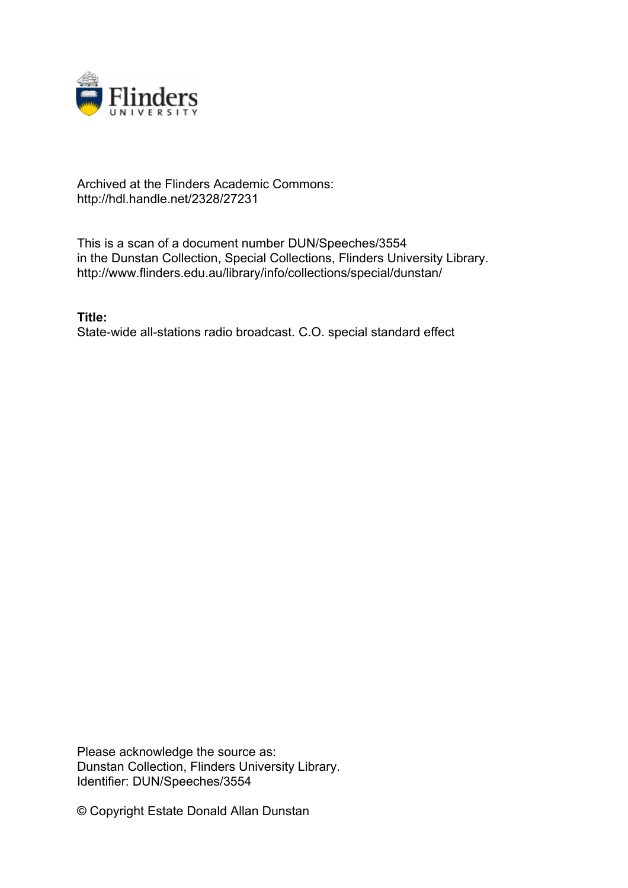Archived at the Flinders Academic Commons:
http://hdl.handle.net/2328/27231

This is a scan of a document number DUN/Speeches/3554
in the Dunstan Collection, Special Collections, Flinders University Library.
http://www.flinders.edu.au/library/info/collections/special/dunstan/

**Title:**
State-wide all-stations radio broadcast. C.O. special standard effect

Please acknowledge the source as:
Dunstan Collection, Flinders University Library.
Identifier: DUN/Speeches/3554

© Copyright Estate Donald Allan Dunstan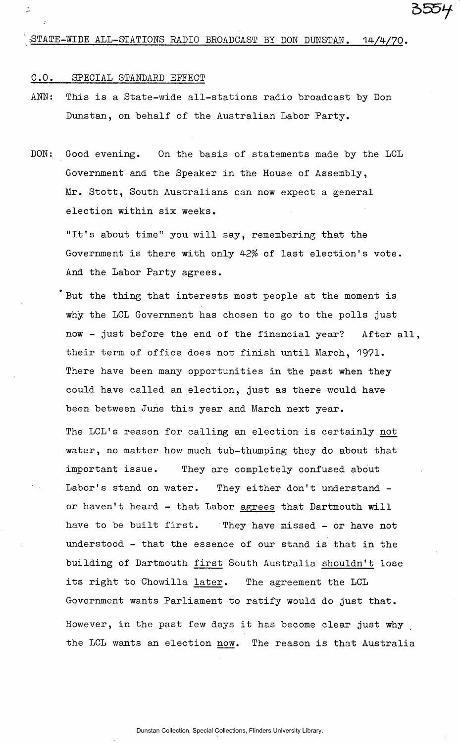STATE-WIDE ALL-STATIONS RADIO BROADCAST BY DON DUNSTAN. 14/4/70.

C.O. SPECIAL STANDARD EFFECT

ANN: This is a State-wide all-stations radio broadcast by Don Dunstan, on behalf of the Australian Labor Party.

DON: Good evening. On the basis of statements made by the LCL Government and the Speaker in the House of Assembly, Mr. Stott, South Australians can now expect a general election within six weeks.

"It's about time" you will say, remembering that the Government is there with only 42% of last election's vote. And the Labor Party agrees.

But the thing that interests most people at the moment is why the LCL Government has chosen to go to the polls just now - just before the end of the financial year? After all, their term of office does not finish until March, 1971. There have been many opportunities in the past when they could have called an election, just as there would have been between June this year and March next year.

The LCL's reason for calling an election is certainly not water, no matter how much tub-thumping they do about that important issue. They are completely confused about Labor's stand on water. They either don't understand - or haven't heard - that Labor agrees that Dartmouth will have to be built first. They have missed - or have not understood - that the essence of our stand is that in the building of Dartmouth first South Australia shouldn't lose its right to Chowilla later. The agreement the LCL Government wants Parliament to ratify would do just that.

However, in the past few days it has become clear just why the LCL wants an election now. The reason is that Australia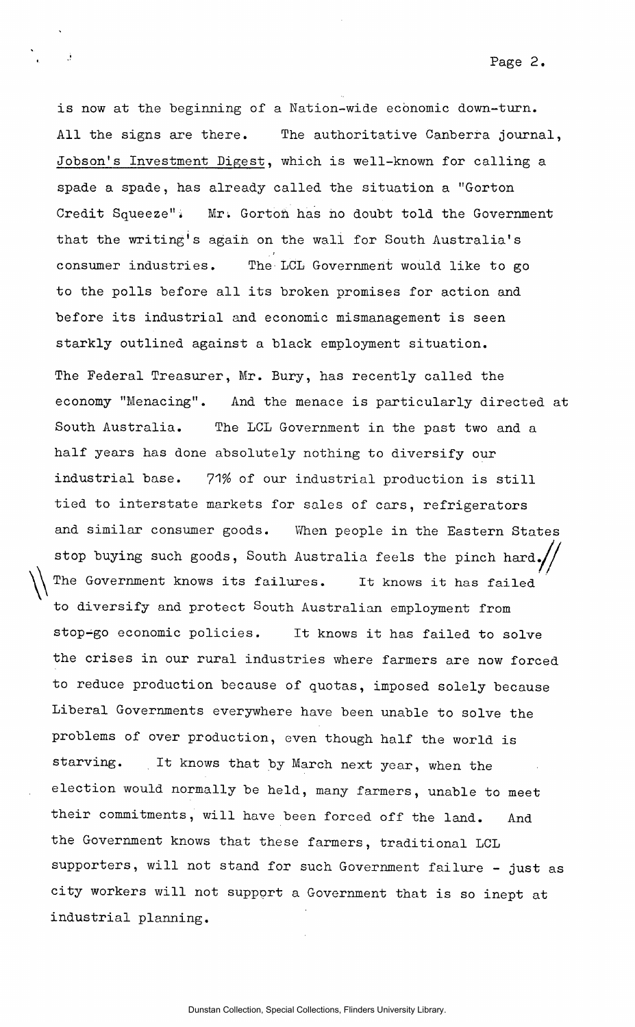is now at the beginning of a Nation-wide economic down-turn. All the signs are there. The authoritative Canberra journal, Jobson's Investment Digest, which is well-known for calling a spade a spade, has already called the situation a "Gorton Credit Squeeze". Mr. Gorton has no doubt told the Government that the writing's again on the wall for South Australia's consumer industries. The LCL Government would like to go to the polls before all its broken promises for action and before its industrial and economic mismanagement is seen starkly outlined against a black employment situation.

The Federal Treasurer, Mr. Bury, has recently called the economy "Menacing". And the menace is particularly directed at South Australia. The LCL Government in the past two and a half years has done absolutely nothing to diversify our industrial base. 71% of our industrial production is still tied to interstate markets for sales of cars, refrigerators and similar consumer goods. When people in the Eastern States stop buying such goods, South Australia feels the pinch hard.

The Government knows its failures. It knows it has failed to diversify and protect South Australian employment from stop-go economic policies. It knows it has failed to solve the crises in our rural industries where farmers are now forced to reduce production because of quotas, imposed solely because Liberal Governments everywhere have been unable to solve the problems of over production, even though half the world is starving. It knows that by March next year, when the election would normally be held, many farmers, unable to meet their commitments, will have been forced off the land. And the Government knows that these farmers, traditional LCL supporters, will not stand for such Government failure - just as city workers will not support a Government that is so inept at industrial planning.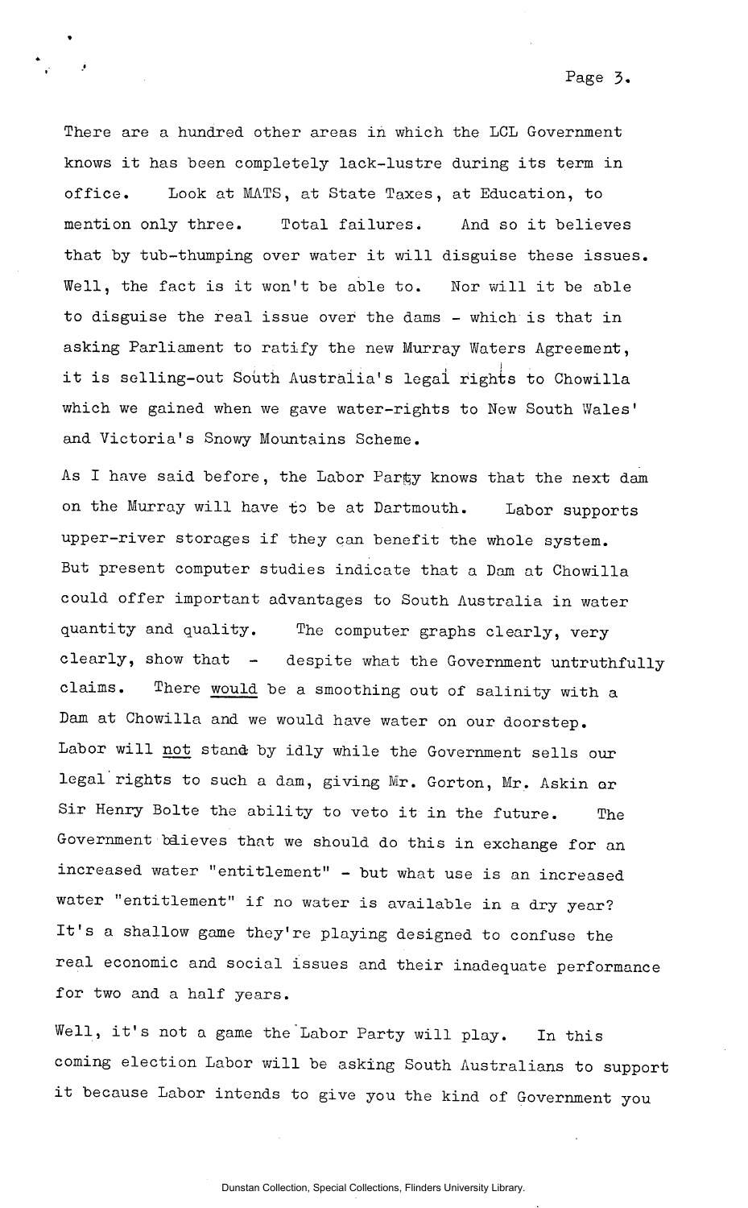There are a hundred other areas in which the LCL Government knows it has been completely lack-lustre during its term in office. Look at MATS, at State Taxes, at Education, to mention only three. Total failures. And so it believes that by tub-thumping over water it will disguise these issues. Well, the fact is it won't be able to. Nor will it be able to disguise the real issue over the dams - which is that in asking Parliament to ratify the new Murray Waters Agreement, it is selling-out South Australia's legal rights to Chowilla which we gained when we gave water-rights to New South Wales' and Victoria's Snowy Mountains Scheme.

As I have said before, the Labor Party knows that the next dam on the Murray will have to be at Dartmouth. Labor supports upper-river storages if they can benefit the whole system. But present computer studies indicate that a Dam at Chowilla could offer important advantages to South Australia in water quantity and quality. The computer graphs clearly, very clearly, show that - despite what the Government untruthfully claims. There would be a smoothing out of salinity with a Dam at Chowilla and we would have water on our doorstep. Labor will not stand by idly while the Government sells our legal rights to such a dam, giving Mr. Gorton, Mr. Askin or Sir Henry Bolte the ability to veto it in the future. The Government believes that we should do this in exchange for an increased water "entitlement" - but what use is an increased water "entitlement" if no water is available in a dry year? It's a shallow game they're playing designed to confuse the real economic and social issues and their inadequate performance for two and a half years.

Well, it's not a game the Labor Party will play. In this coming election Labor will be asking South Australians to support it because Labor intends to give you the kind of Government you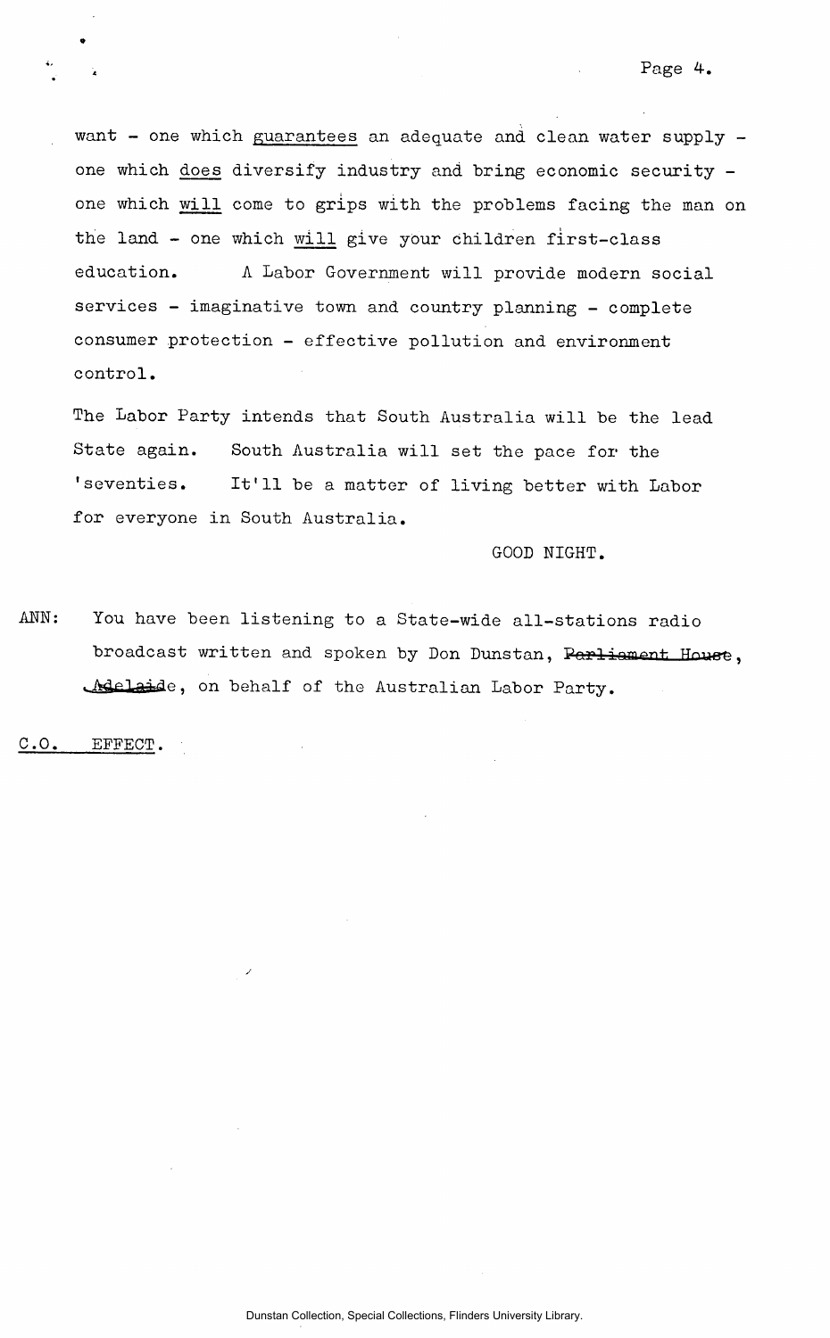want - one which <u>guarantees</u> an adequate and clean water supply - one which <u>does</u> diversify industry and bring economic security - one which <u>will</u> come to grips with the problems facing the man on the land - one which <u>will</u> give your children first-class education. A Labor Government will provide modern social services - imaginative town and country planning - complete consumer protection - effective pollution and environment control.

The Labor Party intends that South Australia will be the lead State again. South Australia will set the pace for the 'seventies. It'll be a matter of living better with Labor for everyone in South Australia.

GOOD NIGHT.

ANN: You have been listening to a State-wide all-stations radio broadcast written and spoken by Don Dunstan, ~~Parliament House, Adelaide~~, on behalf of the Australian Labor Party.

<u>C.O. EFFECT.</u>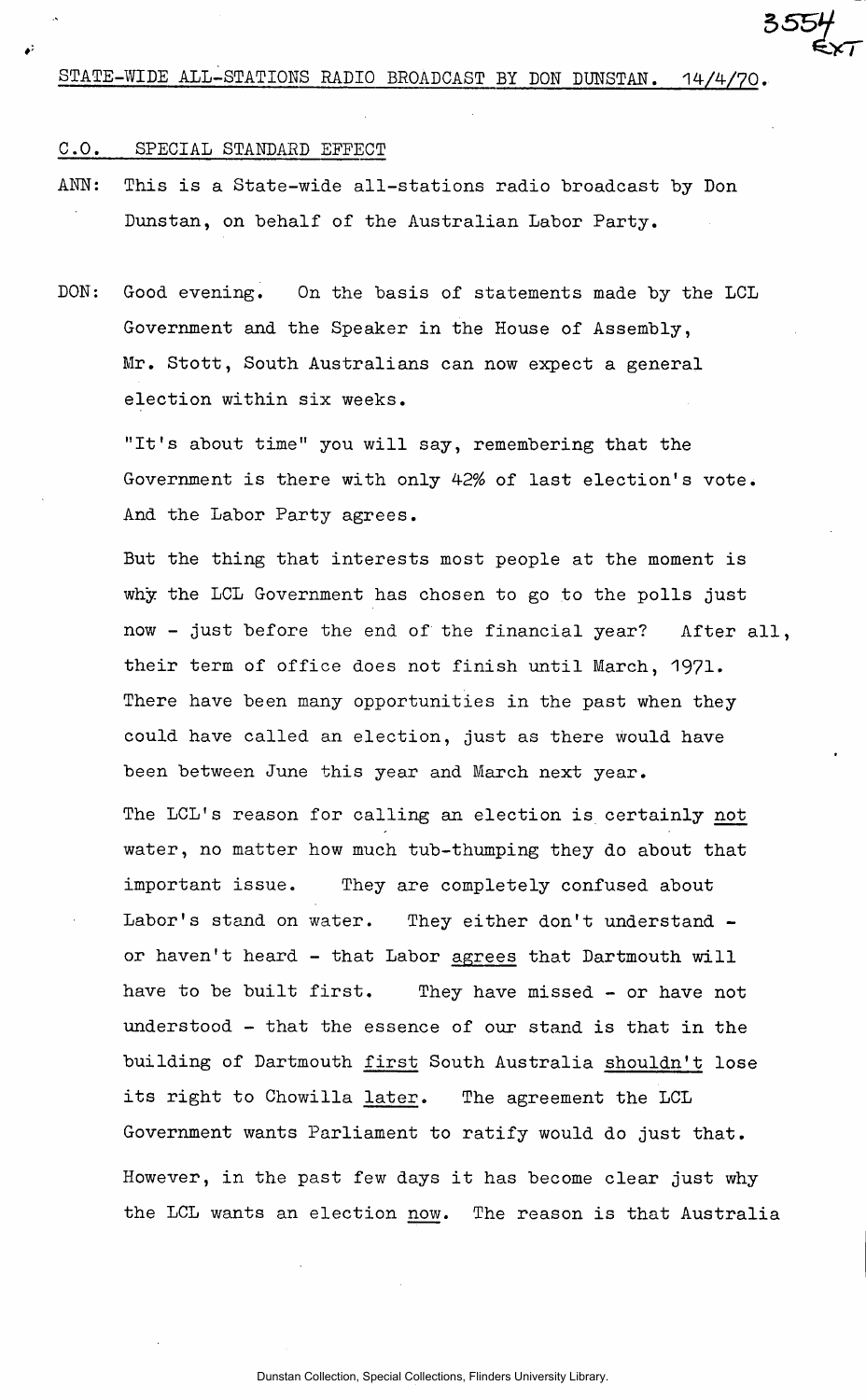3554 EXT

STATE-WIDE ALL-STATIONS RADIO BROADCAST BY DON DUNSTAN. 14/4/70.

C.O. SPECIAL STANDARD EFFECT

ANN: This is a State-wide all-stations radio broadcast by Don Dunstan, on behalf of the Australian Labor Party.

DON: Good evening. On the basis of statements made by the LCL Government and the Speaker in the House of Assembly, Mr. Stott, South Australians can now expect a general election within six weeks.

"It's about time" you will say, remembering that the Government is there with only 42% of last election's vote. And the Labor Party agrees.

But the thing that interests most people at the moment is why the LCL Government has chosen to go to the polls just now - just before the end of the financial year? After all, their term of office does not finish until March, 1971. There have been many opportunities in the past when they could have called an election, just as there would have been between June this year and March next year.

The LCL's reason for calling an election is certainly <u>not</u> water, no matter how much tub-thumping they do about that important issue. They are completely confused about Labor's stand on water. They either don't understand - or haven't heard - that Labor <u>agrees</u> that Dartmouth will have to be built first. They have missed - or have not understood - that the essence of our stand is that in the building of Dartmouth <u>first</u> South Australia <u>shouldn't</u> lose its right to Chowilla <u>later</u>. The agreement the LCL Government wants Parliament to ratify would do just that.

However, in the past few days it has become clear just why the LCL wants an election <u>now</u>. The reason is that Australia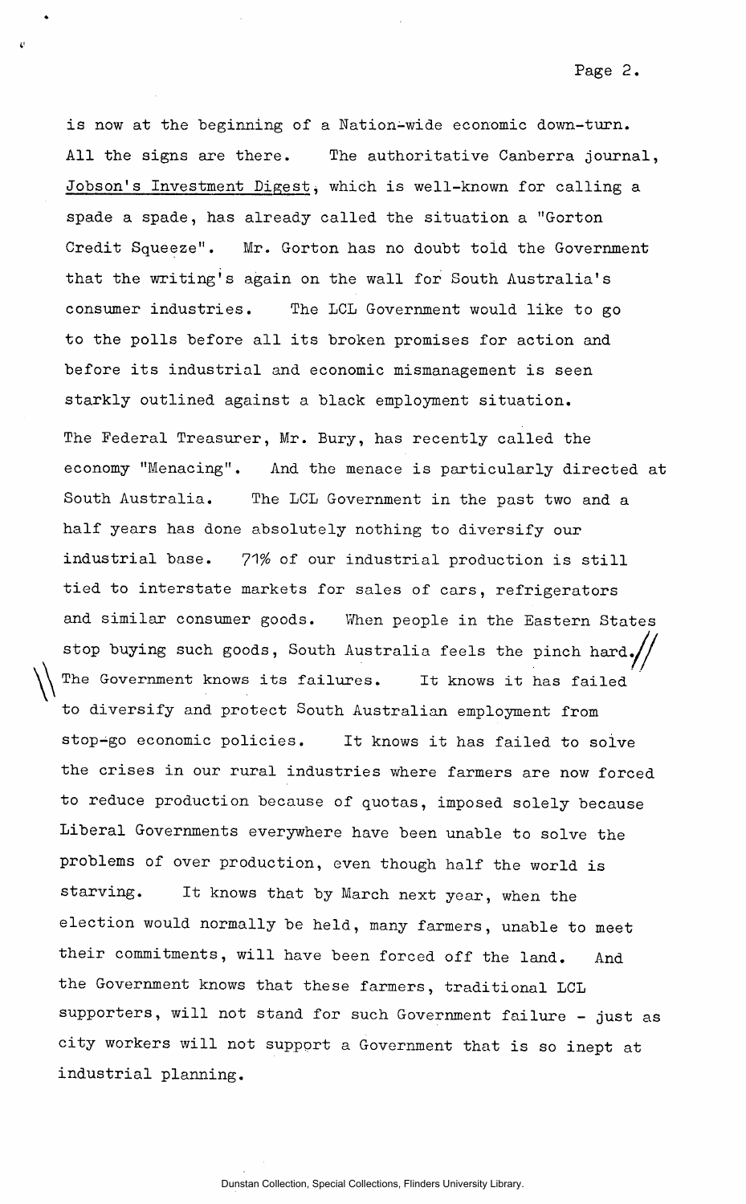is now at the beginning of a Nation-wide economic down-turn. All the signs are there. The authoritative Canberra journal, Jobson's Investment Digest, which is well-known for calling a spade a spade, has already called the situation a "Gorton Credit Squeeze". Mr. Gorton has no doubt told the Government that the writing's again on the wall for South Australia's consumer industries. The LCL Government would like to go to the polls before all its broken promises for action and before its industrial and economic mismanagement is seen starkly outlined against a black employment situation.

The Federal Treasurer, Mr. Bury, has recently called the economy "Menacing". And the menace is particularly directed at South Australia. The LCL Government in the past two and a half years has done absolutely nothing to diversify our industrial base. 71% of our industrial production is still tied to interstate markets for sales of cars, refrigerators and similar consumer goods. When people in the Eastern States stop buying such goods, South Australia feels the pinch hard. The Government knows its failures. It knows it has failed to diversify and protect South Australian employment from stop-go economic policies. It knows it has failed to solve the crises in our rural industries where farmers are now forced to reduce production because of quotas, imposed solely because Liberal Governments everywhere have been unable to solve the problems of over production, even though half the world is starving. It knows that by March next year, when the election would normally be held, many farmers, unable to meet their commitments, will have been forced off the land. And the Government knows that these farmers, traditional LCL supporters, will not stand for such Government failure - just as city workers will not support a Government that is so inept at industrial planning.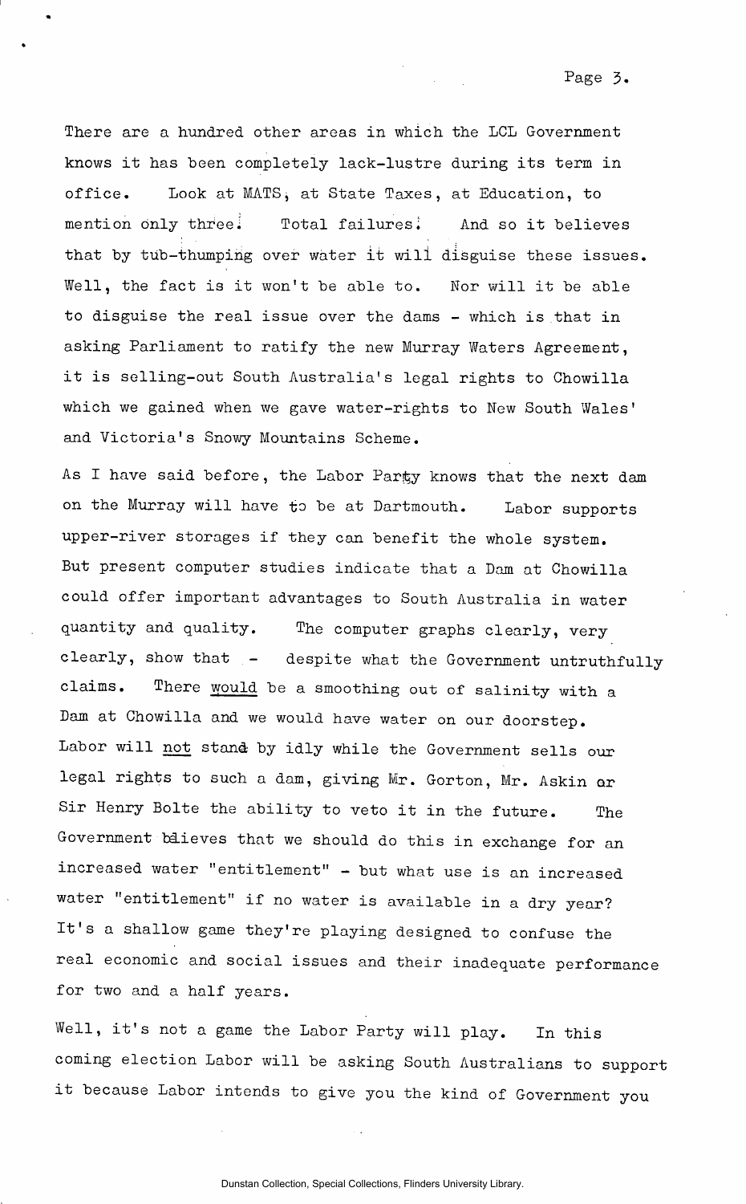There are a hundred other areas in which the LCL Government knows it has been completely lack-lustre during its term in office. Look at MATS, at State Taxes, at Education, to mention only three! Total failures! And so it believes that by tub-thumping over water it will disguise these issues. Well, the fact is it won't be able to. Nor will it be able to disguise the real issue over the dams - which is that in asking Parliament to ratify the new Murray Waters Agreement, it is selling-out South Australia's legal rights to Chowilla which we gained when we gave water-rights to New South Wales' and Victoria's Snowy Mountains Scheme.

As I have said before, the Labor Party knows that the next dam on the Murray will have to be at Dartmouth. Labor supports upper-river storages if they can benefit the whole system. But present computer studies indicate that a Dam at Chowilla could offer important advantages to South Australia in water quantity and quality. The computer graphs clearly, very clearly, show that - despite what the Government untruthfully claims. There would be a smoothing out of salinity with a Dam at Chowilla and we would have water on our doorstep. Labor will not stand by idly while the Government sells our legal rights to such a dam, giving Mr. Gorton, Mr. Askin or Sir Henry Bolte the ability to veto it in the future. The Government believes that we should do this in exchange for an increased water "entitlement" - but what use is an increased water "entitlement" if no water is available in a dry year? It's a shallow game they're playing designed to confuse the real economic and social issues and their inadequate performance for two and a half years.

Well, it's not a game the Labor Party will play. In this coming election Labor will be asking South Australians to support it because Labor intends to give you the kind of Government you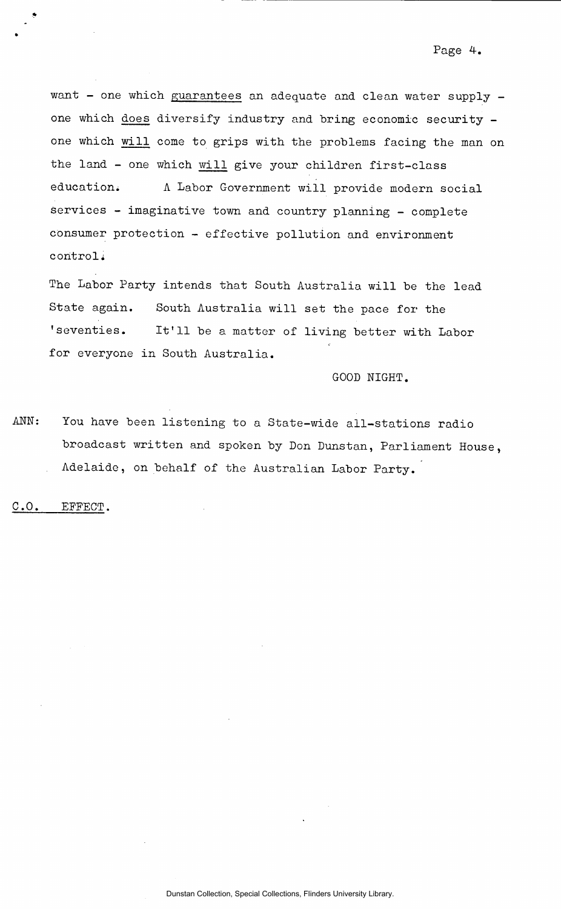want - one which <u>guarantees</u> an adequate and clean water supply - one which <u>does</u> diversify industry and bring economic security - one which <u>will</u> come to grips with the problems facing the man on the land - one which <u>will</u> give your children first-class education. A Labor Government will provide modern social services - imaginative town and country planning - complete consumer protection - effective pollution and environment control.

The Labor Party intends that South Australia will be the lead State again. South Australia will set the pace for the 'seventies. It'll be a matter of living better with Labor for everyone in South Australia.

GOOD NIGHT.

ANN: You have been listening to a State-wide all-stations radio broadcast written and spoken by Don Dunstan, Parliament House, Adelaide, on behalf of the Australian Labor Party.

<u>C.O. EFFECT</u>.

Dunstan Collection, Special Collections, Flinders University Library.